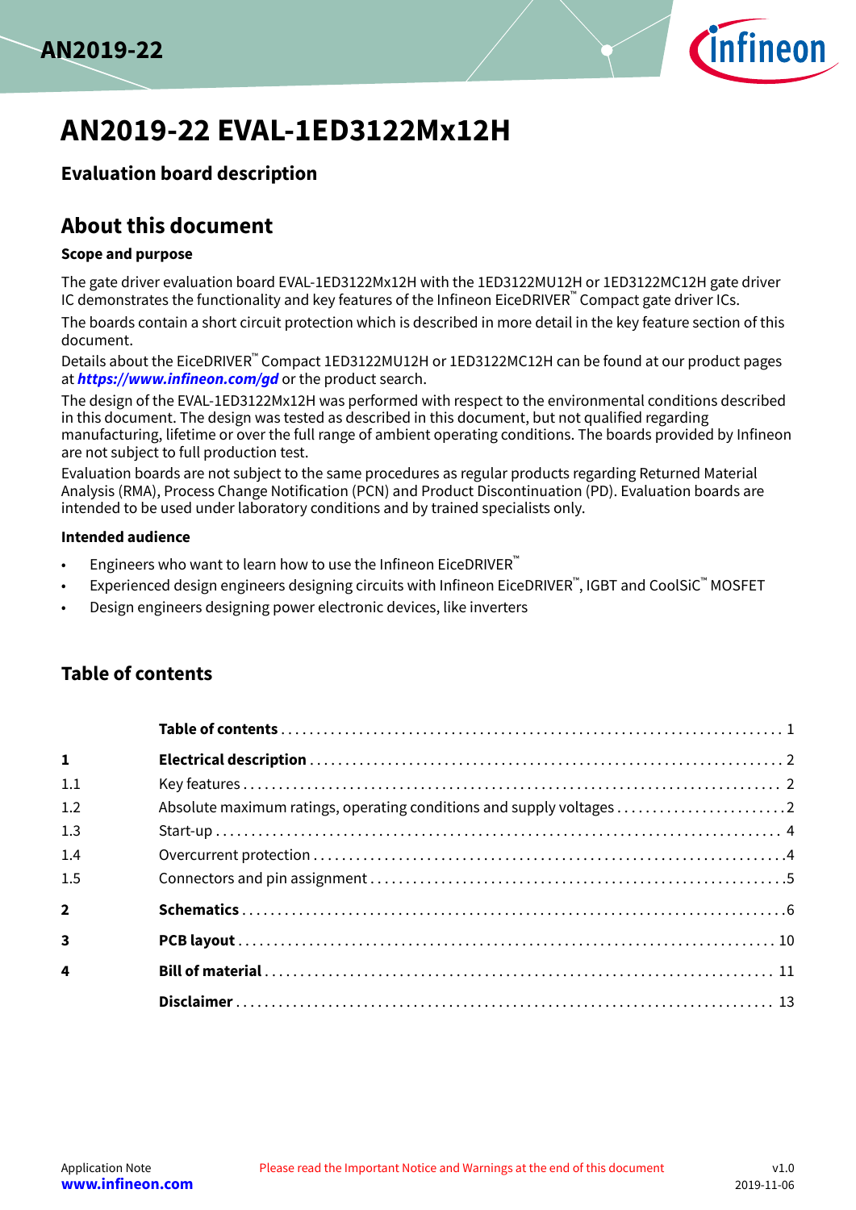# AN2019-22 EVAL-1ED3122Mx12H

## Evaluation board description

## About this document

### Scope and purpose

The gate driver evaluation board EVAL-1ED3122Mx12H with the 1ED3122MU12H or 1ED3122MC12H gate driver IC demonstrates the functionality and key features of the Infineon EiceDRIVER™ Compact gate driver ICs.

The boards contain a short circuit protection which is described in more detail in the key feature section of this document.

Details about the EiceDRIVER™ Compact 1ED3122MU12H or 1ED3122MC12H can be found at our product pages at ***https://www.infineon.com/gd*** or the product search.

The design of the EVAL-1ED3122Mx12H was performed with respect to the environmental conditions described in this document. The design was tested as described in this document, but not qualified regarding manufacturing, lifetime or over the full range of ambient operating conditions. The boards provided by Infineon are not subject to full production test.

Evaluation boards are not subject to the same procedures as regular products regarding Returned Material Analysis (RMA), Process Change Notification (PCN) and Product Discontinuation (PD). Evaluation boards are intended to be used under laboratory conditions and by trained specialists only.

### Intended audience

- Engineers who want to learn how to use the Infineon EiceDRIVER™
- Experienced design engineers designing circuits with Infineon EiceDRIVER™, IGBT and CoolSiC™ MOSFET
- Design engineers designing power electronic devices, like inverters

## Table of contents

| | | |
|---|---|---|
| | **Table of contents** | 1 |
| **1** | **Electrical description** | 2 |
| 1.1 | Key features | 2 |
| 1.2 | Absolute maximum ratings, operating conditions and supply voltages | 2 |
| 1.3 | Start-up | 4 |
| 1.4 | Overcurrent protection | 4 |
| 1.5 | Connectors and pin assignment | 5 |
| **2** | **Schematics** | 6 |
| **3** | **PCB layout** | 10 |
| **4** | **Bill of material** | 11 |
| | **Disclaimer** | 13 |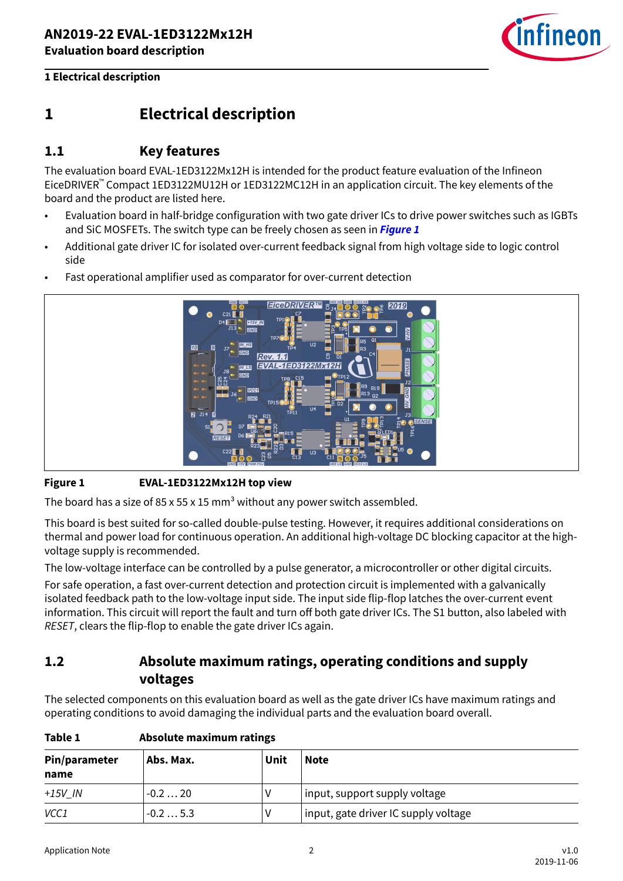# 1 Electrical description

## 1.1 Key features

The evaluation board EVAL-1ED3122Mx12H is intended for the product feature evaluation of the Infineon EiceDRIVER™ Compact 1ED3122MU12H or 1ED3122MC12H in an application circuit. The key elements of the board and the product are listed here.

- Evaluation board in half-bridge configuration with two gate driver ICs to drive power switches such as IGBTs and SiC MOSFETs. The switch type can be freely chosen as seen in ***Figure 1***
- Additional gate driver IC for isolated over-current feedback signal from high voltage side to logic control side
- Fast operational amplifier used as comparator for over-current detection

**Figure 1** **EVAL-1ED3122Mx12H top view**

The board has a size of 85 x 55 x 15 mm³ without any power switch assembled.

This board is best suited for so-called double-pulse testing. However, it requires additional considerations on thermal and power load for continuous operation. An additional high-voltage DC blocking capacitor at the high-voltage supply is recommended.

The low-voltage interface can be controlled by a pulse generator, a microcontroller or other digital circuits.

For safe operation, a fast over-current detection and protection circuit is implemented with a galvanically isolated feedback path to the low-voltage input side. The input side flip-flop latches the over-current event information. This circuit will report the fault and turn off both gate driver ICs. The S1 button, also labeled with *RESET*, clears the flip-flop to enable the gate driver ICs again.

## 1.2 Absolute maximum ratings, operating conditions and supply voltages

The selected components on this evaluation board as well as the gate driver ICs have maximum ratings and operating conditions to avoid damaging the individual parts and the evaluation board overall.

**Table 1** **Absolute maximum ratings**

| Pin/parameter name | Abs. Max. | Unit | Note |
|---|---|---|---|
| *+15V_IN* | -0.2 … 20 | V | input, support supply voltage |
| *VCC1* | -0.2 … 5.3 | V | input, gate driver IC supply voltage |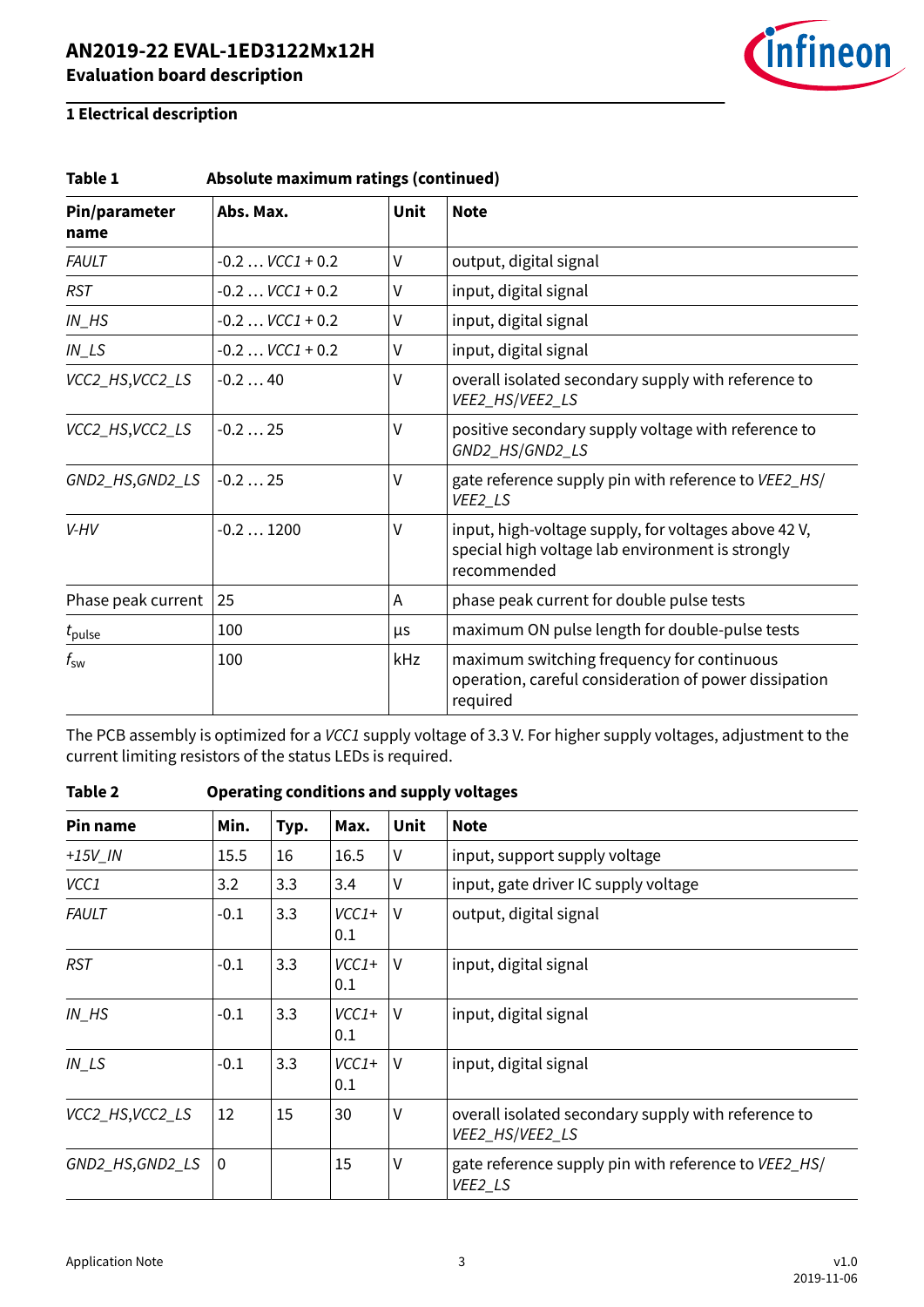## 1 Electrical description

**Table 1 Absolute maximum ratings (continued)**

| Pin/parameter name | Abs. Max. | Unit | Note |
|---|---|---|---|
| *FAULT* | -0.2 … *VCC1* + 0.2 | V | output, digital signal |
| *RST* | -0.2 … *VCC1* + 0.2 | V | input, digital signal |
| *IN_HS* | -0.2 … *VCC1* + 0.2 | V | input, digital signal |
| *IN_LS* | -0.2 … *VCC1* + 0.2 | V | input, digital signal |
| *VCC2_HS,VCC2_LS* | -0.2 … 40 | V | overall isolated secondary supply with reference to *VEE2_HS/VEE2_LS* |
| *VCC2_HS,VCC2_LS* | -0.2 … 25 | V | positive secondary supply voltage with reference to *GND2_HS/GND2_LS* |
| *GND2_HS,GND2_LS* | -0.2 … 25 | V | gate reference supply pin with reference to *VEE2_HS/VEE2_LS* |
| *V-HV* | -0.2 … 1200 | V | input, high-voltage supply, for voltages above 42 V, special high voltage lab environment is strongly recommended |
| Phase peak current | 25 | A | phase peak current for double pulse tests |
| $t_{pulse}$ | 100 | µs | maximum ON pulse length for double-pulse tests |
| $f_{sw}$ | 100 | kHz | maximum switching frequency for continuous operation, careful consideration of power dissipation required |

The PCB assembly is optimized for a *VCC1* supply voltage of 3.3 V. For higher supply voltages, adjustment to the current limiting resistors of the status LEDs is required.

**Table 2 Operating conditions and supply voltages**

| Pin name | Min. | Typ. | Max. | Unit | Note |
|---|---|---|---|---|---|
| *+15V_IN* | 15.5 | 16 | 16.5 | V | input, support supply voltage |
| *VCC1* | 3.2 | 3.3 | 3.4 | V | input, gate driver IC supply voltage |
| *FAULT* | -0.1 | 3.3 | *VCC1*+ 0.1 | V | output, digital signal |
| *RST* | -0.1 | 3.3 | *VCC1*+ 0.1 | V | input, digital signal |
| *IN_HS* | -0.1 | 3.3 | *VCC1*+ 0.1 | V | input, digital signal |
| *IN_LS* | -0.1 | 3.3 | *VCC1*+ 0.1 | V | input, digital signal |
| *VCC2_HS,VCC2_LS* | 12 | 15 | 30 | V | overall isolated secondary supply with reference to *VEE2_HS/VEE2_LS* |
| *GND2_HS,GND2_LS* | 0 | | 15 | V | gate reference supply pin with reference to *VEE2_HS/VEE2_LS* |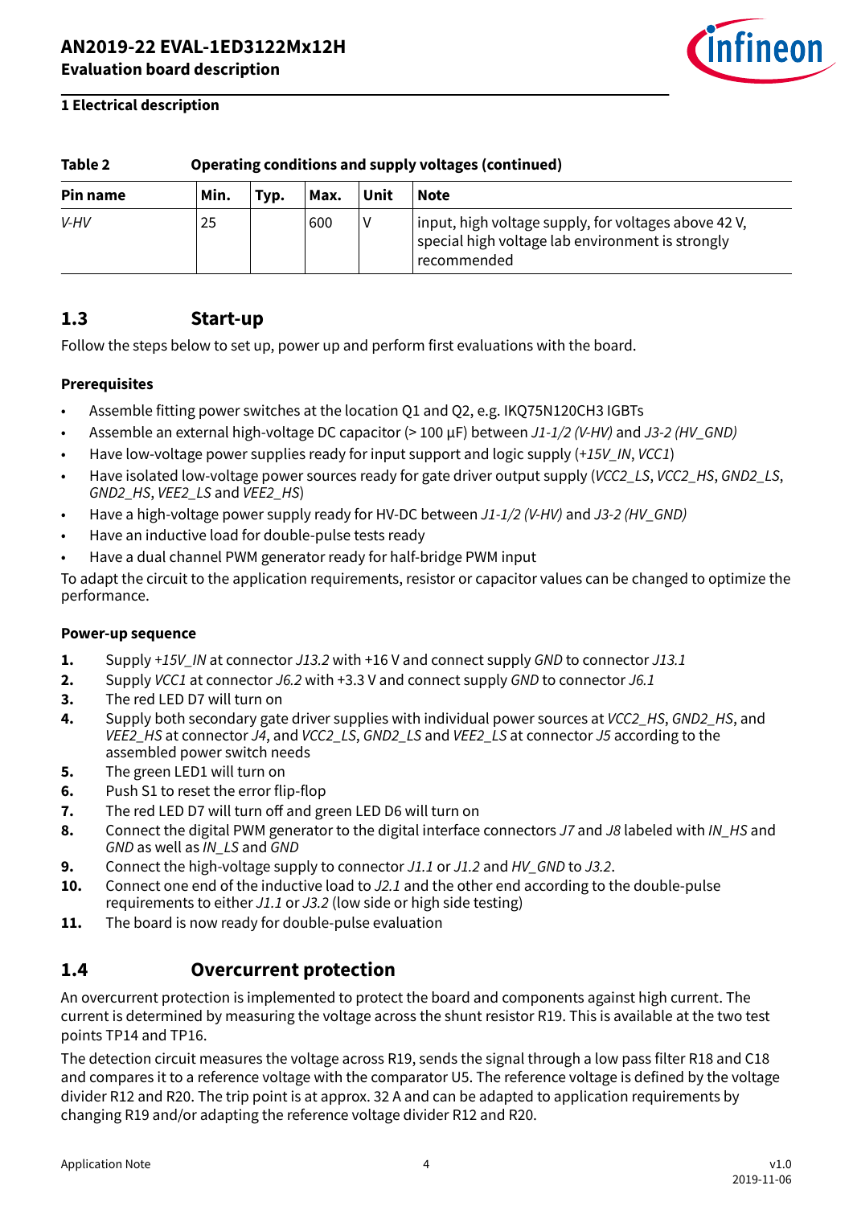**Table 2 Operating conditions and supply voltages (continued)**

| Pin name | Min. | Typ. | Max. | Unit | Note |
|---|---|---|---|---|---|
| *V-HV* | 25 | | 600 | V | input, high voltage supply, for voltages above 42 V, special high voltage lab environment is strongly recommended |

## 1.3 Start-up

Follow the steps below to set up, power up and perform first evaluations with the board.

**Prerequisites**

- Assemble fitting power switches at the location Q1 and Q2, e.g. IKQ75N120CH3 IGBTs
- Assemble an external high-voltage DC capacitor (> 100 µF) between *J1-1/2 (V-HV)* and *J3-2 (HV_GND)*
- Have low-voltage power supplies ready for input support and logic supply (*+15V_IN*, *VCC1*)
- Have isolated low-voltage power sources ready for gate driver output supply (*VCC2_LS*, *VCC2_HS*, *GND2_LS*, *GND2_HS*, *VEE2_LS* and *VEE2_HS*)
- Have a high-voltage power supply ready for HV-DC between *J1-1/2 (V-HV)* and *J3-2 (HV_GND)*
- Have an inductive load for double-pulse tests ready
- Have a dual channel PWM generator ready for half-bridge PWM input

To adapt the circuit to the application requirements, resistor or capacitor values can be changed to optimize the performance.

**Power-up sequence**

1. Supply *+15V_IN* at connector *J13.2* with +16 V and connect supply *GND* to connector *J13.1*
2. Supply *VCC1* at connector *J6.2* with +3.3 V and connect supply *GND* to connector *J6.1*
3. The red LED D7 will turn on
4. Supply both secondary gate driver supplies with individual power sources at *VCC2_HS*, *GND2_HS*, and *VEE2_HS* at connector *J4*, and *VCC2_LS*, *GND2_LS* and *VEE2_LS* at connector *J5* according to the assembled power switch needs
5. The green LED1 will turn on
6. Push S1 to reset the error flip-flop
7. The red LED D7 will turn off and green LED D6 will turn on
8. Connect the digital PWM generator to the digital interface connectors *J7* and *J8* labeled with *IN_HS* and *GND* as well as *IN_LS* and *GND*
9. Connect the high-voltage supply to connector *J1.1* or *J1.2* and *HV_GND* to *J3.2*.
10. Connect one end of the inductive load to *J2.1* and the other end according to the double-pulse requirements to either *J1.1* or *J3.2* (low side or high side testing)
11. The board is now ready for double-pulse evaluation

## 1.4 Overcurrent protection

An overcurrent protection is implemented to protect the board and components against high current. The current is determined by measuring the voltage across the shunt resistor R19. This is available at the two test points TP14 and TP16.

The detection circuit measures the voltage across R19, sends the signal through a low pass filter R18 and C18 and compares it to a reference voltage with the comparator U5. The reference voltage is defined by the voltage divider R12 and R20. The trip point is at approx. 32 A and can be adapted to application requirements by changing R19 and/or adapting the reference voltage divider R12 and R20.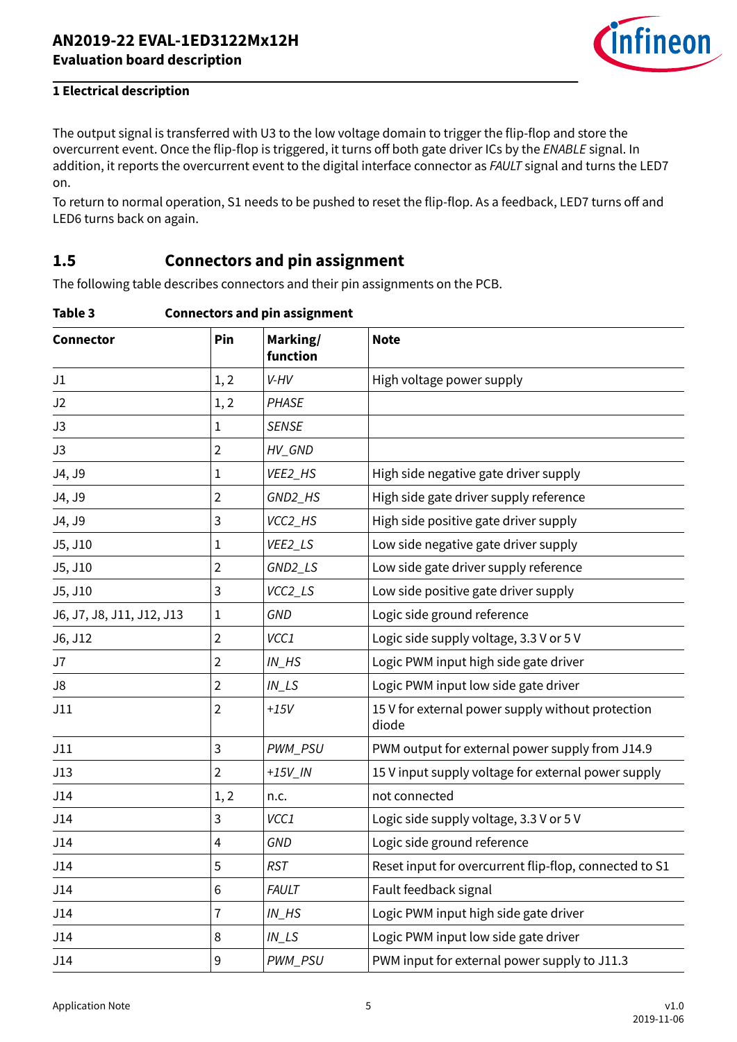The output signal is transferred with U3 to the low voltage domain to trigger the flip-flop and store the overcurrent event. Once the flip-flop is triggered, it turns off both gate driver ICs by the *ENABLE* signal. In addition, it reports the overcurrent event to the digital interface connector as *FAULT* signal and turns the LED7 on.

To return to normal operation, S1 needs to be pushed to reset the flip-flop. As a feedback, LED7 turns off and LED6 turns back on again.

## 1.5 Connectors and pin assignment

The following table describes connectors and their pin assignments on the PCB.

**Table 3 Connectors and pin assignment**

| Connector | Pin | Marking/ function | Note |
|---|---|---|---|
| J1 | 1, 2 | *V-HV* | High voltage power supply |
| J2 | 1, 2 | *PHASE* | |
| J3 | 1 | *SENSE* | |
| J3 | 2 | *HV_GND* | |
| J4, J9 | 1 | *VEE2_HS* | High side negative gate driver supply |
| J4, J9 | 2 | *GND2_HS* | High side gate driver supply reference |
| J4, J9 | 3 | *VCC2_HS* | High side positive gate driver supply |
| J5, J10 | 1 | *VEE2_LS* | Low side negative gate driver supply |
| J5, J10 | 2 | *GND2_LS* | Low side gate driver supply reference |
| J5, J10 | 3 | *VCC2_LS* | Low side positive gate driver supply |
| J6, J7, J8, J11, J12, J13 | 1 | *GND* | Logic side ground reference |
| J6, J12 | 2 | *VCC1* | Logic side supply voltage, 3.3 V or 5 V |
| J7 | 2 | *IN_HS* | Logic PWM input high side gate driver |
| J8 | 2 | *IN_LS* | Logic PWM input low side gate driver |
| J11 | 2 | *+15V* | 15 V for external power supply without protection diode |
| J11 | 3 | *PWM_PSU* | PWM output for external power supply from J14.9 |
| J13 | 2 | *+15V_IN* | 15 V input supply voltage for external power supply |
| J14 | 1, 2 | n.c. | not connected |
| J14 | 3 | *VCC1* | Logic side supply voltage, 3.3 V or 5 V |
| J14 | 4 | *GND* | Logic side ground reference |
| J14 | 5 | *RST* | Reset input for overcurrent flip-flop, connected to S1 |
| J14 | 6 | *FAULT* | Fault feedback signal |
| J14 | 7 | *IN_HS* | Logic PWM input high side gate driver |
| J14 | 8 | *IN_LS* | Logic PWM input low side gate driver |
| J14 | 9 | *PWM_PSU* | PWM input for external power supply to J11.3 |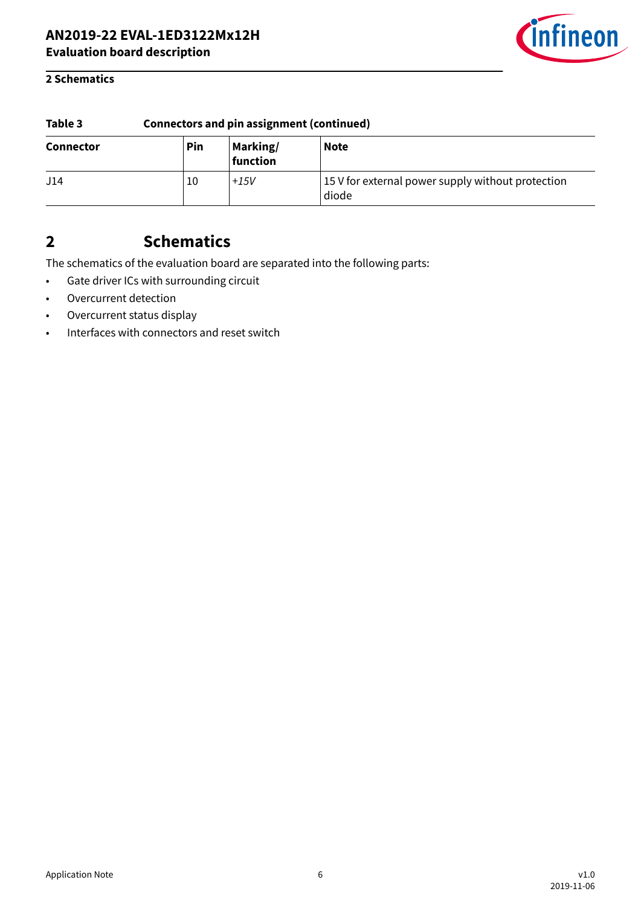**Table 3 Connectors and pin assignment (continued)**

| Connector | Pin | Marking/ function | Note |
|---|---|---|---|
| J14 | 10 | *+15V* | 15 V for external power supply without protection diode |

## 2 Schematics

The schematics of the evaluation board are separated into the following parts:

- Gate driver ICs with surrounding circuit
- Overcurrent detection
- Overcurrent status display
- Interfaces with connectors and reset switch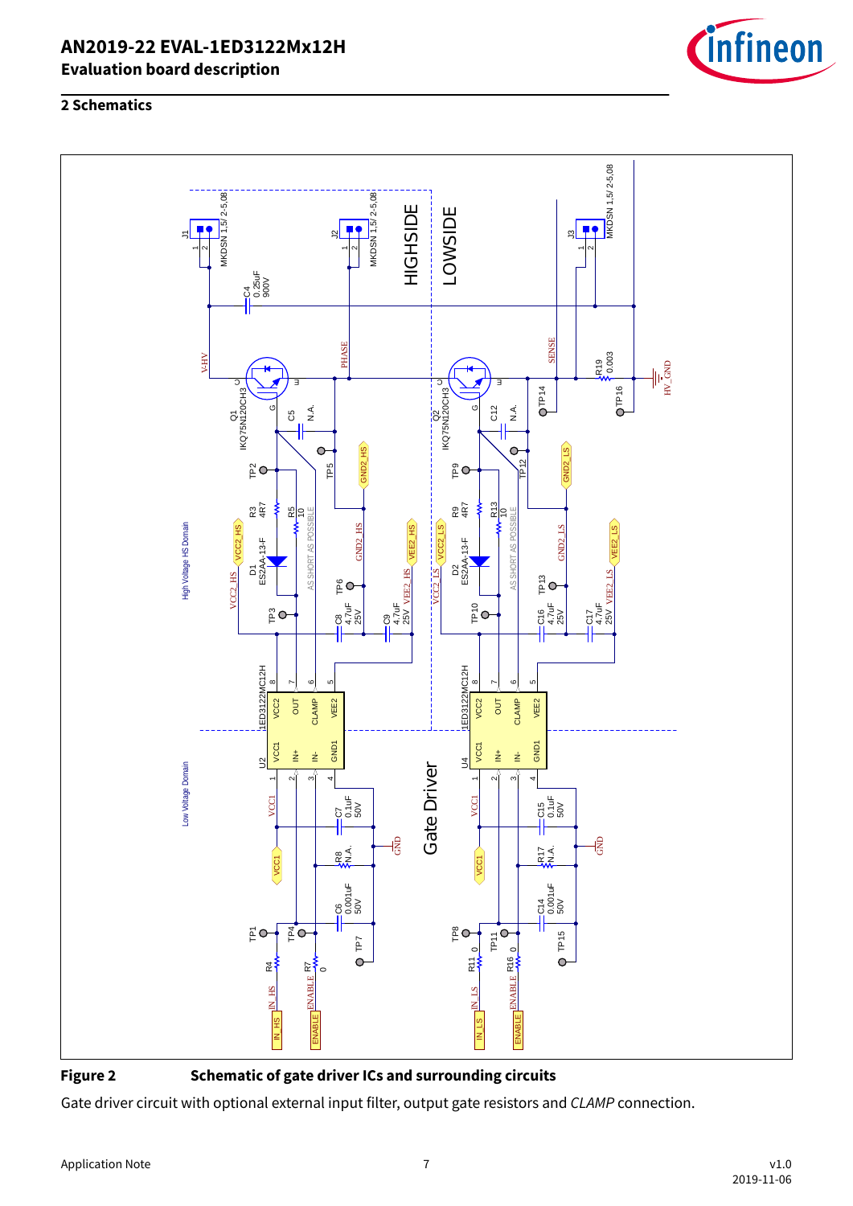## 2 Schematics

**Figure 2** **Schematic of gate driver ICs and surrounding circuits**

Gate driver circuit with optional external input filter, output gate resistors and *CLAMP* connection.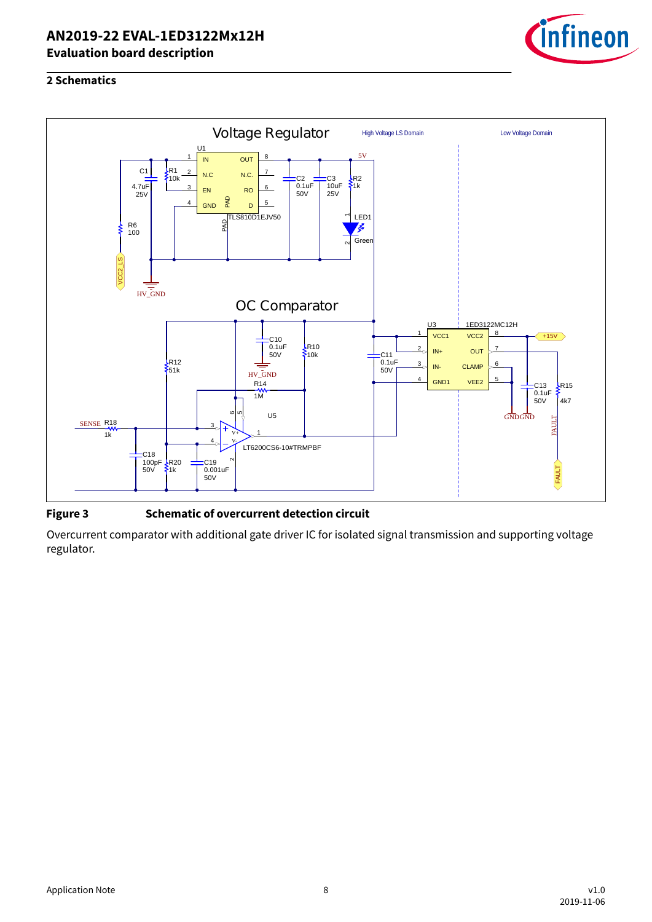## 2 Schematics

**Figure 3** **Schematic of overcurrent detection circuit**

Overcurrent comparator with additional gate driver IC for isolated signal transmission and supporting voltage regulator.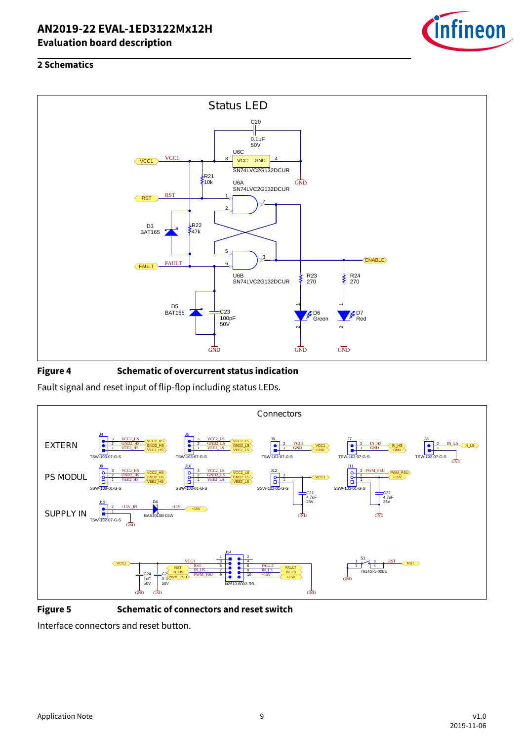## 2 Schematics

**Figure 4** **Schematic of overcurrent status indication**

Fault signal and reset input of flip-flop including status LEDs.

**Figure 5** **Schematic of connectors and reset switch**

Interface connectors and reset button.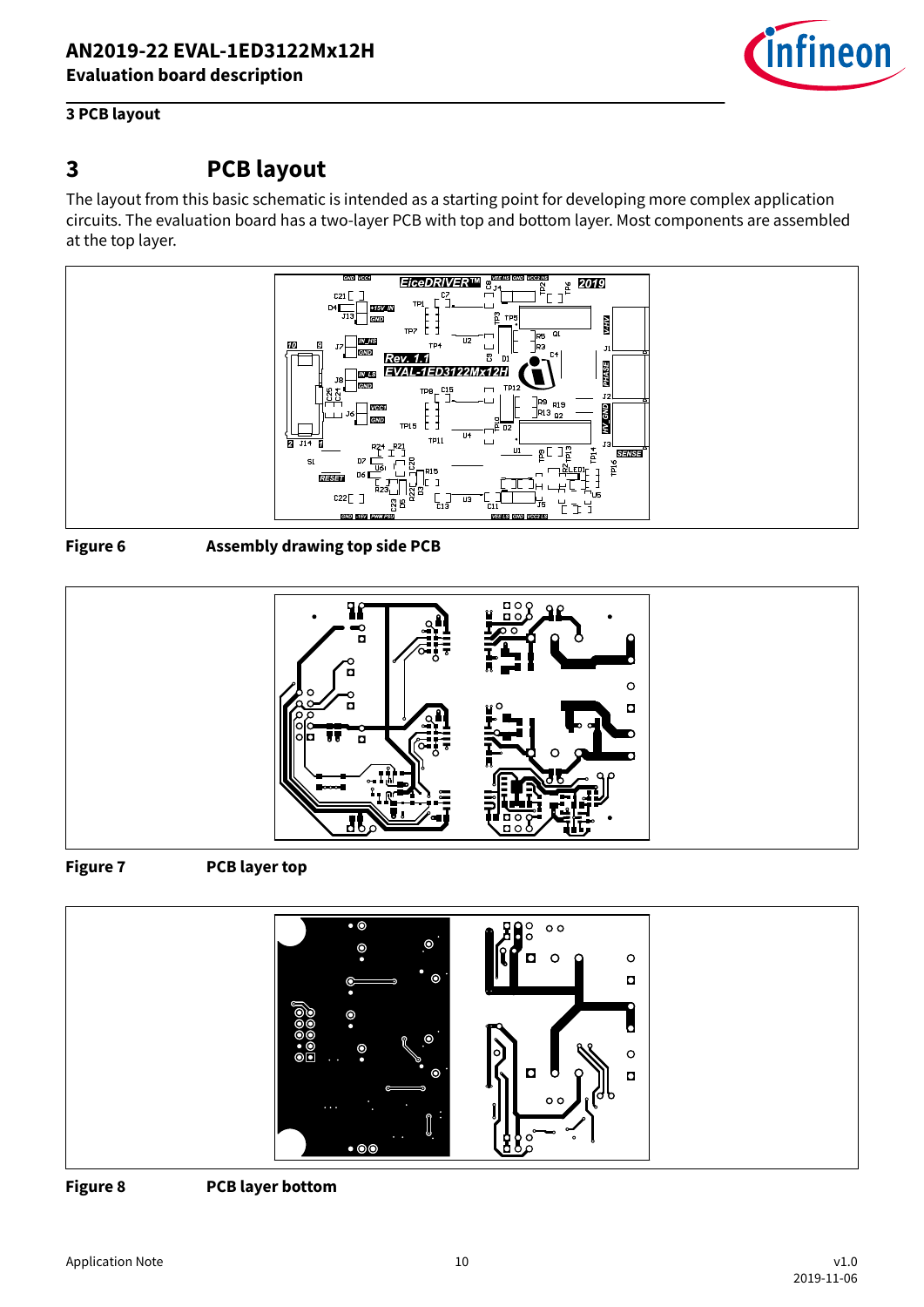# 3 PCB layout

The layout from this basic schematic is intended as a starting point for developing more complex application circuits. The evaluation board has a two-layer PCB with top and bottom layer. Most components are assembled at the top layer.

**Figure 6** **Assembly drawing top side PCB**

**Figure 7** **PCB layer top**

**Figure 8** **PCB layer bottom**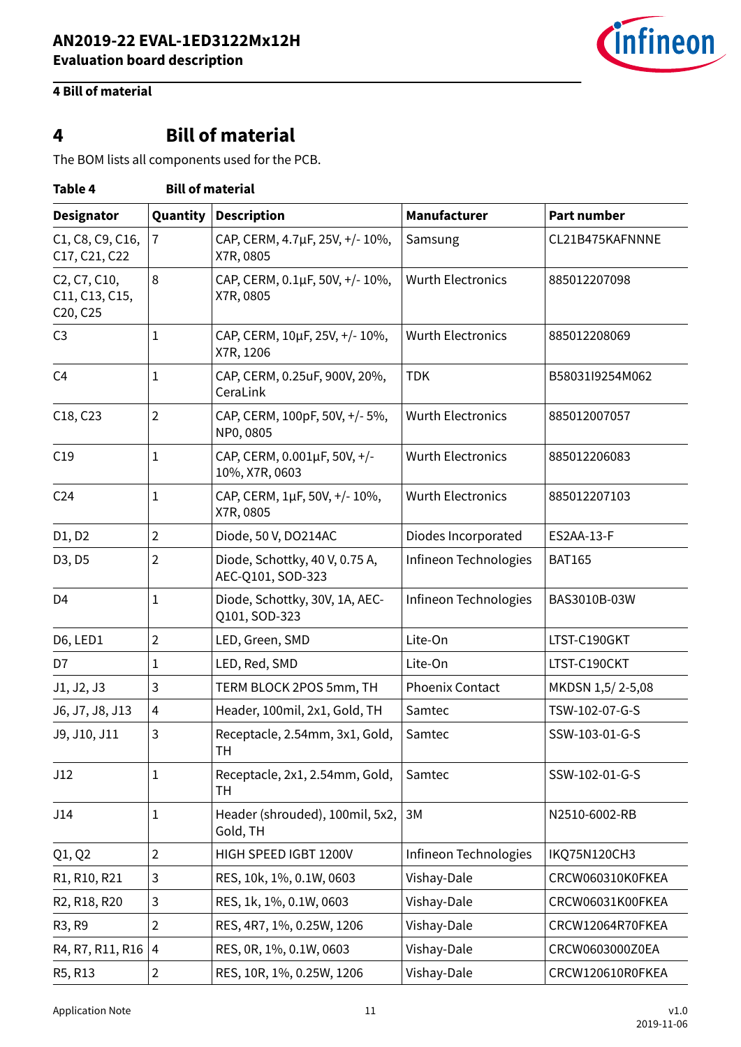# 4 Bill of material

The BOM lists all components used for the PCB.

**Table 4 Bill of material**

| Designator | Quantity | Description | Manufacturer | Part number |
|---|---|---|---|---|
| C1, C8, C9, C16, C17, C21, C22 | 7 | CAP, CERM, 4.7µF, 25V, +/- 10%, X7R, 0805 | Samsung | CL21B475KAFNNNE |
| C2, C7, C10, C11, C13, C15, C20, C25 | 8 | CAP, CERM, 0.1µF, 50V, +/- 10%, X7R, 0805 | Wurth Electronics | 885012207098 |
| C3 | 1 | CAP, CERM, 10µF, 25V, +/- 10%, X7R, 1206 | Wurth Electronics | 885012208069 |
| C4 | 1 | CAP, CERM, 0.25uF, 900V, 20%, CeraLink | TDK | B58031I9254M062 |
| C18, C23 | 2 | CAP, CERM, 100pF, 50V, +/- 5%, NP0, 0805 | Wurth Electronics | 885012007057 |
| C19 | 1 | CAP, CERM, 0.001µF, 50V, +/- 10%, X7R, 0603 | Wurth Electronics | 885012206083 |
| C24 | 1 | CAP, CERM, 1µF, 50V, +/- 10%, X7R, 0805 | Wurth Electronics | 885012207103 |
| D1, D2 | 2 | Diode, 50 V, DO214AC | Diodes Incorporated | ES2AA-13-F |
| D3, D5 | 2 | Diode, Schottky, 40 V, 0.75 A, AEC-Q101, SOD-323 | Infineon Technologies | BAT165 |
| D4 | 1 | Diode, Schottky, 30V, 1A, AEC-Q101, SOD-323 | Infineon Technologies | BAS3010B-03W |
| D6, LED1 | 2 | LED, Green, SMD | Lite-On | LTST-C190GKT |
| D7 | 1 | LED, Red, SMD | Lite-On | LTST-C190CKT |
| J1, J2, J3 | 3 | TERM BLOCK 2POS 5mm, TH | Phoenix Contact | MKDSN 1,5/ 2-5,08 |
| J6, J7, J8, J13 | 4 | Header, 100mil, 2x1, Gold, TH | Samtec | TSW-102-07-G-S |
| J9, J10, J11 | 3 | Receptacle, 2.54mm, 3x1, Gold, TH | Samtec | SSW-103-01-G-S |
| J12 | 1 | Receptacle, 2x1, 2.54mm, Gold, TH | Samtec | SSW-102-01-G-S |
| J14 | 1 | Header (shrouded), 100mil, 5x2, Gold, TH | 3M | N2510-6002-RB |
| Q1, Q2 | 2 | HIGH SPEED IGBT 1200V | Infineon Technologies | IKQ75N120CH3 |
| R1, R10, R21 | 3 | RES, 10k, 1%, 0.1W, 0603 | Vishay-Dale | CRCW060310K0FKEA |
| R2, R18, R20 | 3 | RES, 1k, 1%, 0.1W, 0603 | Vishay-Dale | CRCW06031K00FKEA |
| R3, R9 | 2 | RES, 4R7, 1%, 0.25W, 1206 | Vishay-Dale | CRCW12064R70FKEA |
| R4, R7, R11, R16 | 4 | RES, 0R, 1%, 0.1W, 0603 | Vishay-Dale | CRCW0603000Z0EA |
| R5, R13 | 2 | RES, 10R, 1%, 0.25W, 1206 | Vishay-Dale | CRCW120610R0FKEA |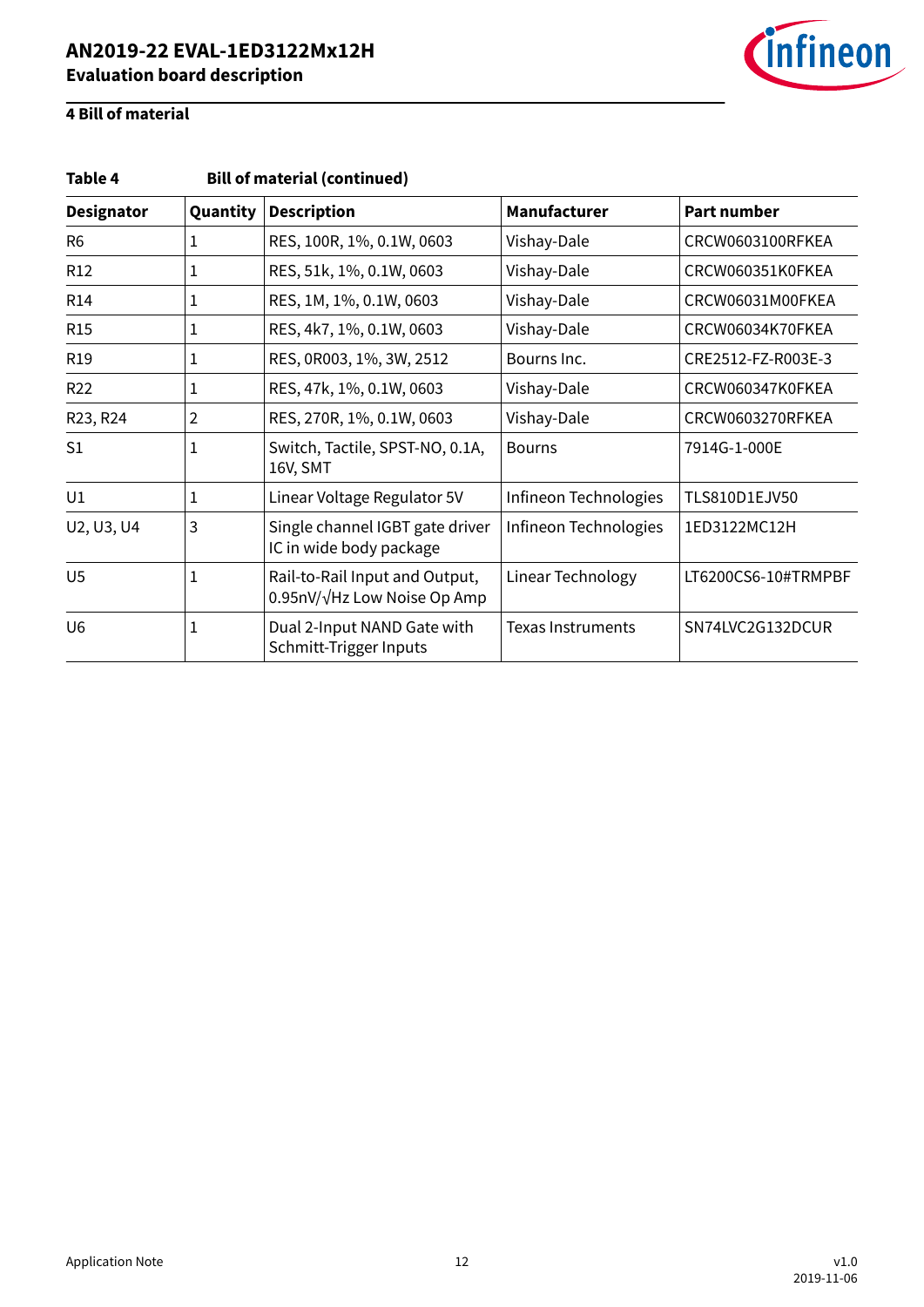## 4 Bill of material

**Table 4 Bill of material (continued)**

| Designator | Quantity | Description | Manufacturer | Part number |
|---|---|---|---|---|
| R6 | 1 | RES, 100R, 1%, 0.1W, 0603 | Vishay-Dale | CRCW0603100RFKEA |
| R12 | 1 | RES, 51k, 1%, 0.1W, 0603 | Vishay-Dale | CRCW060351K0FKEA |
| R14 | 1 | RES, 1M, 1%, 0.1W, 0603 | Vishay-Dale | CRCW06031M00FKEA |
| R15 | 1 | RES, 4k7, 1%, 0.1W, 0603 | Vishay-Dale | CRCW06034K70FKEA |
| R19 | 1 | RES, 0R003, 1%, 3W, 2512 | Bourns Inc. | CRE2512-FZ-R003E-3 |
| R22 | 1 | RES, 47k, 1%, 0.1W, 0603 | Vishay-Dale | CRCW060347K0FKEA |
| R23, R24 | 2 | RES, 270R, 1%, 0.1W, 0603 | Vishay-Dale | CRCW0603270RFKEA |
| S1 | 1 | Switch, Tactile, SPST-NO, 0.1A, 16V, SMT | Bourns | 7914G-1-000E |
| U1 | 1 | Linear Voltage Regulator 5V | Infineon Technologies | TLS810D1EJV50 |
| U2, U3, U4 | 3 | Single channel IGBT gate driver IC in wide body package | Infineon Technologies | 1ED3122MC12H |
| U5 | 1 | Rail-to-Rail Input and Output, 0.95nV/√Hz Low Noise Op Amp | Linear Technology | LT6200CS6-10#TRMPBF |
| U6 | 1 | Dual 2-Input NAND Gate with Schmitt-Trigger Inputs | Texas Instruments | SN74LVC2G132DCUR |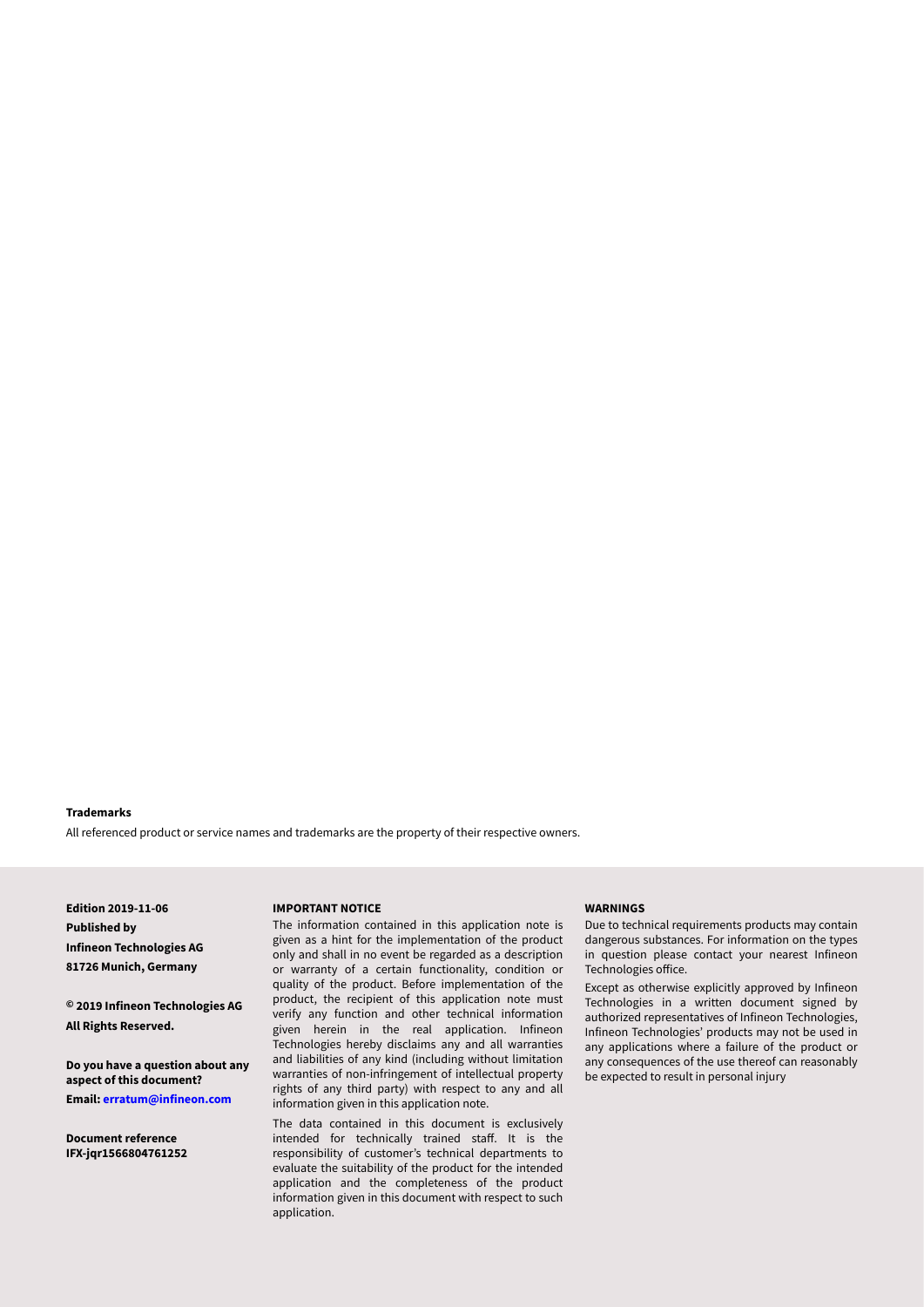**Trademarks**

All referenced product or service names and trademarks are the property of their respective owners.

**Edition 2019-11-06**

**Published by**

**Infineon Technologies AG**

**81726 Munich, Germany**

**© 2019 Infineon Technologies AG**

**All Rights Reserved.**

**Do you have a question about any aspect of this document?**

**Email: erratum@infineon.com**

**Document reference**
**IFX-jqr1566804761252**

**IMPORTANT NOTICE**

The information contained in this application note is given as a hint for the implementation of the product only and shall in no event be regarded as a description or warranty of a certain functionality, condition or quality of the product. Before implementation of the product, the recipient of this application note must verify any function and other technical information given herein in the real application. Infineon Technologies hereby disclaims any and all warranties and liabilities of any kind (including without limitation warranties of non-infringement of intellectual property rights of any third party) with respect to any and all information given in this application note.

The data contained in this document is exclusively intended for technically trained staff. It is the responsibility of customer's technical departments to evaluate the suitability of the product for the intended application and the completeness of the product information given in this document with respect to such application.

**WARNINGS**

Due to technical requirements products may contain dangerous substances. For information on the types in question please contact your nearest Infineon Technologies office.

Except as otherwise explicitly approved by Infineon Technologies in a written document signed by authorized representatives of Infineon Technologies, Infineon Technologies' products may not be used in any applications where a failure of the product or any consequences of the use thereof can reasonably be expected to result in personal injury